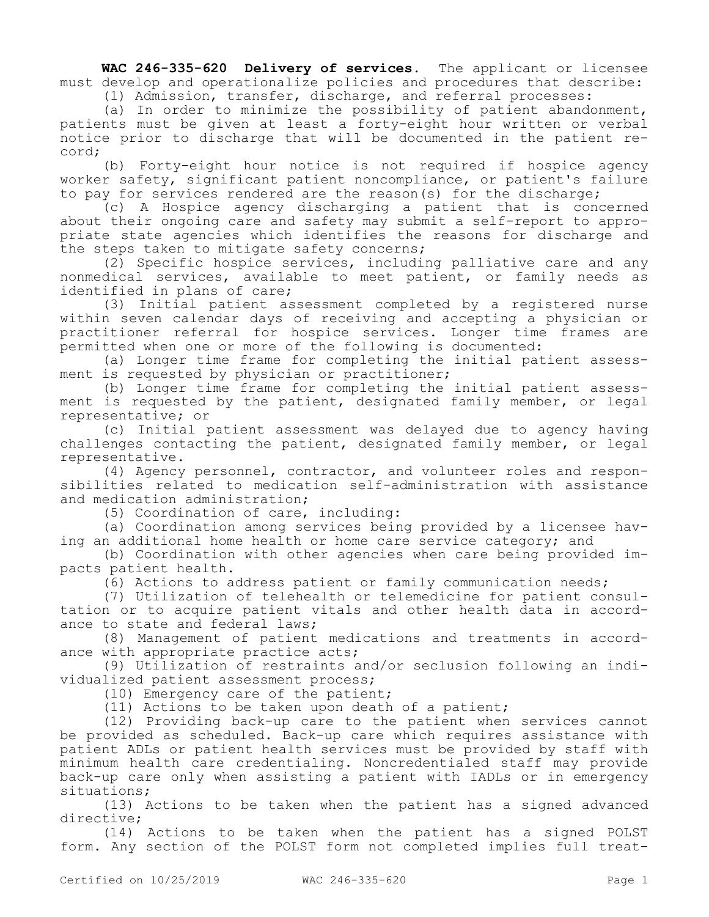**WAC 246-335-620 Delivery of services.** The applicant or licensee must develop and operationalize policies and procedures that describe:

(1) Admission, transfer, discharge, and referral processes:

(a) In order to minimize the possibility of patient abandonment, patients must be given at least a forty-eight hour written or verbal notice prior to discharge that will be documented in the patient record;

(b) Forty-eight hour notice is not required if hospice agency worker safety, significant patient noncompliance, or patient's failure to pay for services rendered are the reason(s) for the discharge;

(c) A Hospice agency discharging a patient that is concerned about their ongoing care and safety may submit a self-report to appropriate state agencies which identifies the reasons for discharge and the steps taken to mitigate safety concerns;

(2) Specific hospice services, including palliative care and any nonmedical services, available to meet patient, or family needs as identified in plans of care;

(3) Initial patient assessment completed by a registered nurse within seven calendar days of receiving and accepting a physician or practitioner referral for hospice services. Longer time frames are permitted when one or more of the following is documented:

(a) Longer time frame for completing the initial patient assessment is requested by physician or practitioner;

(b) Longer time frame for completing the initial patient assessment is requested by the patient, designated family member, or legal representative; or

(c) Initial patient assessment was delayed due to agency having challenges contacting the patient, designated family member, or legal representative.

(4) Agency personnel, contractor, and volunteer roles and responsibilities related to medication self-administration with assistance and medication administration;

(5) Coordination of care, including:

(a) Coordination among services being provided by a licensee having an additional home health or home care service category; and

(b) Coordination with other agencies when care being provided impacts patient health.

(6) Actions to address patient or family communication needs;

(7) Utilization of telehealth or telemedicine for patient consultation or to acquire patient vitals and other health data in accordance to state and federal laws;

(8) Management of patient medications and treatments in accordance with appropriate practice acts;

(9) Utilization of restraints and/or seclusion following an individualized patient assessment process;

(10) Emergency care of the patient;

(11) Actions to be taken upon death of a patient;

(12) Providing back-up care to the patient when services cannot be provided as scheduled. Back-up care which requires assistance with patient ADLs or patient health services must be provided by staff with minimum health care credentialing. Noncredentialed staff may provide back-up care only when assisting a patient with IADLs or in emergency situations;

(13) Actions to be taken when the patient has a signed advanced directive;

(14) Actions to be taken when the patient has a signed POLST form. Any section of the POLST form not completed implies full treat-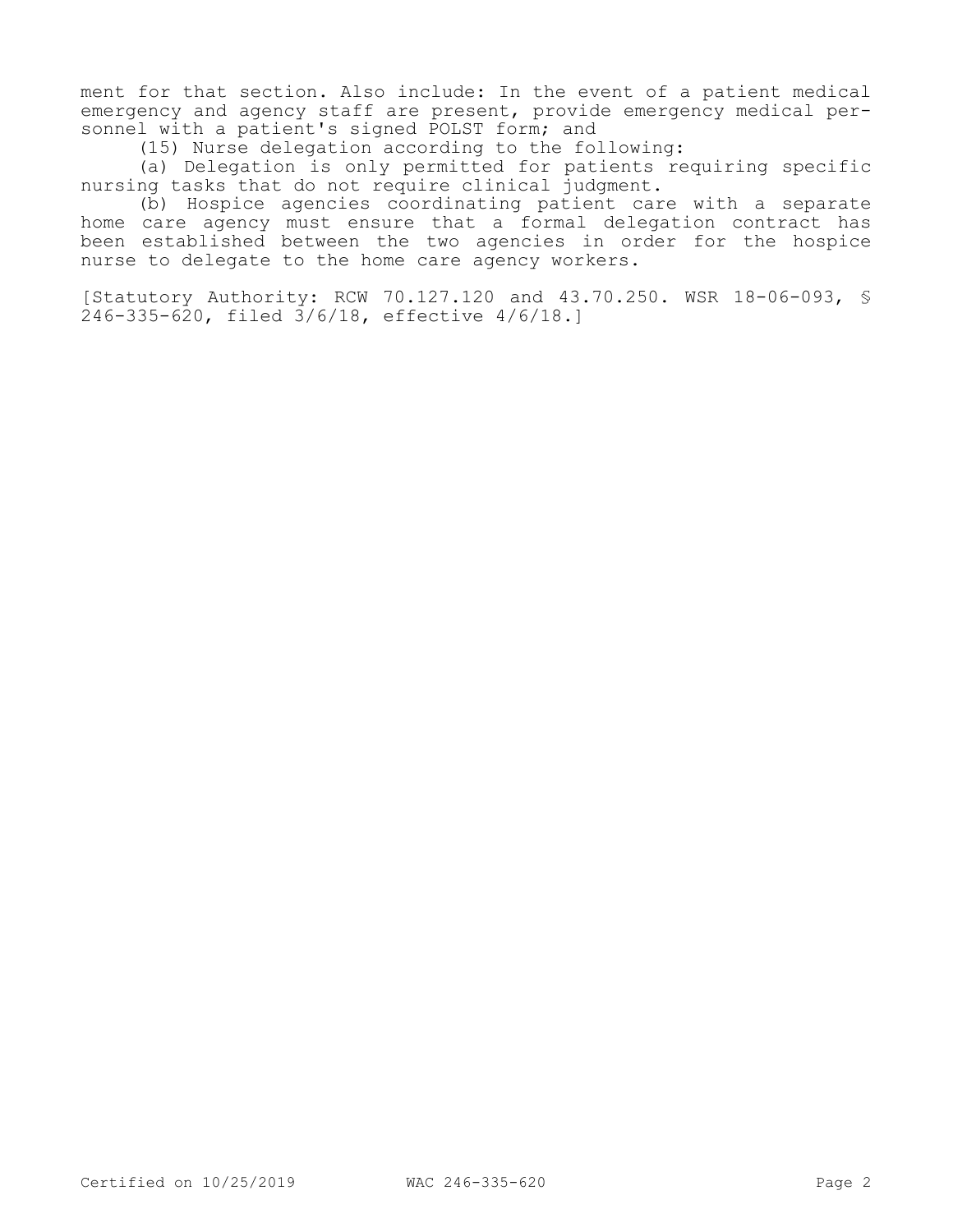ment for that section. Also include: In the event of a patient medical emergency and agency staff are present, provide emergency medical personnel with a patient's signed POLST form; and

(15) Nurse delegation according to the following:

(a) Delegation is only permitted for patients requiring specific nursing tasks that do not require clinical judgment.

(b) Hospice agencies coordinating patient care with a separate home care agency must ensure that a formal delegation contract has been established between the two agencies in order for the hospice nurse to delegate to the home care agency workers.

[Statutory Authority: RCW 70.127.120 and 43.70.250. WSR 18-06-093, § 246-335-620, filed 3/6/18, effective 4/6/18.]